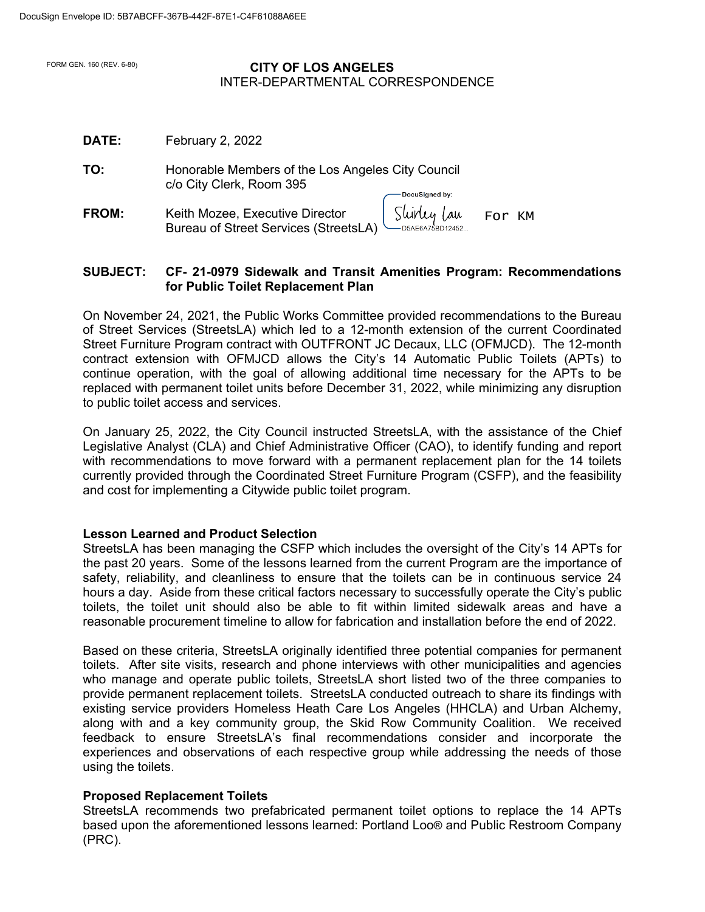DocuSign Envelope ID: 5B7ABCFF-367B-442F-87E1-C4F61088A6EE

FORM GEN. 160 (REV. 6-80)

**CITY OF LOS ANGELES**
INTER-DEPARTMENTAL CORRESPONDENCE

**DATE:** February 2, 2022

**TO:** Honorable Members of the Los Angeles City Council
c/o City Clerk, Room 395

**FROM:** Keith Mozee, Executive Director
Bureau of Street Services (StreetsLA)

DocuSigned by: Shirley Lau For KM
D5AE6A75BD12452...

**SUBJECT: CF- 21-0979 Sidewalk and Transit Amenities Program: Recommendations for Public Toilet Replacement Plan**

On November 24, 2021, the Public Works Committee provided recommendations to the Bureau of Street Services (StreetsLA) which led to a 12-month extension of the current Coordinated Street Furniture Program contract with OUTFRONT JC Decaux, LLC (OFMJCD). The 12-month contract extension with OFMJCD allows the City's 14 Automatic Public Toilets (APTs) to continue operation, with the goal of allowing additional time necessary for the APTs to be replaced with permanent toilet units before December 31, 2022, while minimizing any disruption to public toilet access and services.

On January 25, 2022, the City Council instructed StreetsLA, with the assistance of the Chief Legislative Analyst (CLA) and Chief Administrative Officer (CAO), to identify funding and report with recommendations to move forward with a permanent replacement plan for the 14 toilets currently provided through the Coordinated Street Furniture Program (CSFP), and the feasibility and cost for implementing a Citywide public toilet program.

**Lesson Learned and Product Selection**

StreetsLA has been managing the CSFP which includes the oversight of the City's 14 APTs for the past 20 years. Some of the lessons learned from the current Program are the importance of safety, reliability, and cleanliness to ensure that the toilets can be in continuous service 24 hours a day. Aside from these critical factors necessary to successfully operate the City's public toilets, the toilet unit should also be able to fit within limited sidewalk areas and have a reasonable procurement timeline to allow for fabrication and installation before the end of 2022.

Based on these criteria, StreetsLA originally identified three potential companies for permanent toilets. After site visits, research and phone interviews with other municipalities and agencies who manage and operate public toilets, StreetsLA short listed two of the three companies to provide permanent replacement toilets. StreetsLA conducted outreach to share its findings with existing service providers Homeless Heath Care Los Angeles (HHCLA) and Urban Alchemy, along with and a key community group, the Skid Row Community Coalition. We received feedback to ensure StreetsLA's final recommendations consider and incorporate the experiences and observations of each respective group while addressing the needs of those using the toilets.

**Proposed Replacement Toilets**

StreetsLA recommends two prefabricated permanent toilet options to replace the 14 APTs based upon the aforementioned lessons learned: Portland Loo® and Public Restroom Company (PRC).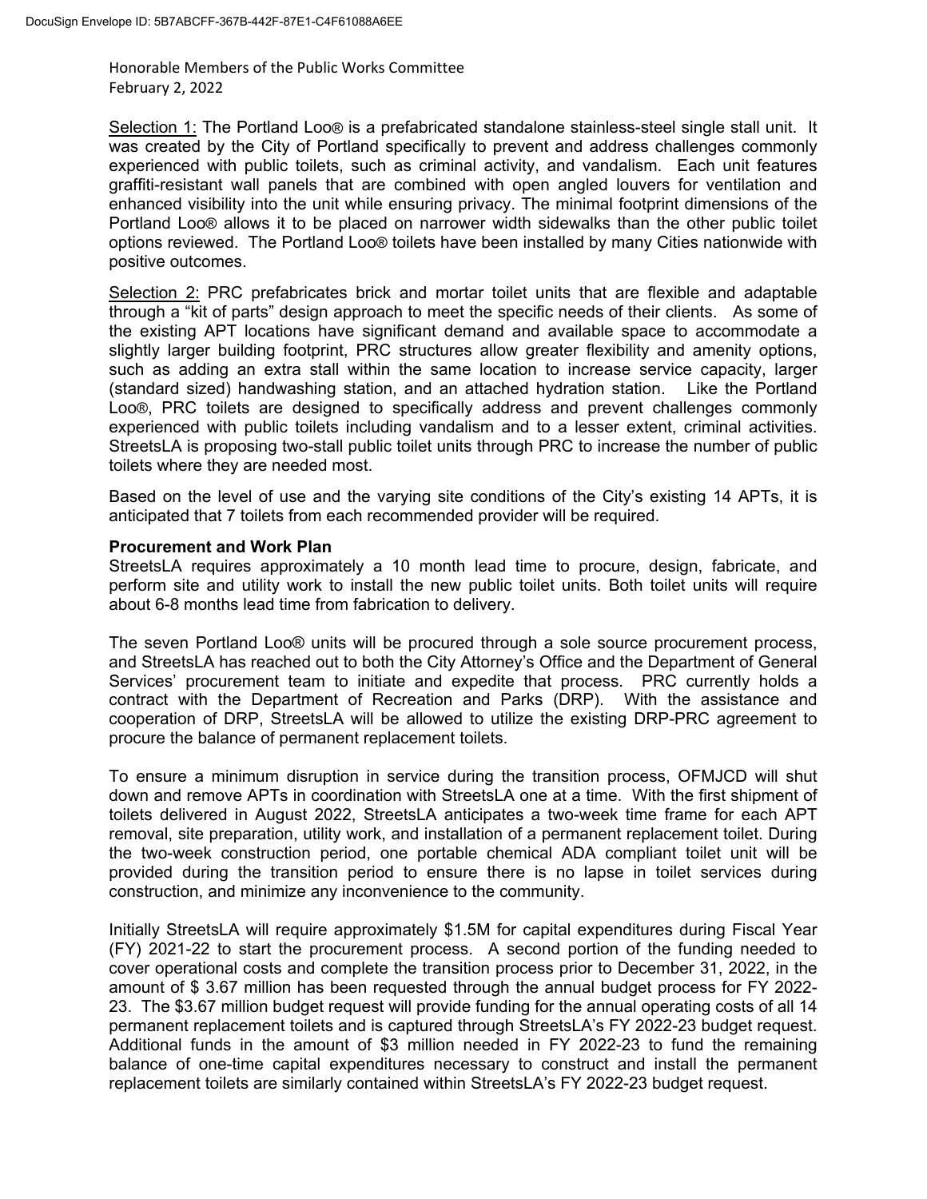Selection 1: The Portland Loo® is a prefabricated standalone stainless-steel single stall unit. It was created by the City of Portland specifically to prevent and address challenges commonly experienced with public toilets, such as criminal activity, and vandalism. Each unit features graffiti-resistant wall panels that are combined with open angled louvers for ventilation and enhanced visibility into the unit while ensuring privacy. The minimal footprint dimensions of the Portland Loo® allows it to be placed on narrower width sidewalks than the other public toilet options reviewed. The Portland Loo® toilets have been installed by many Cities nationwide with positive outcomes.

Selection 2: PRC prefabricates brick and mortar toilet units that are flexible and adaptable through a "kit of parts" design approach to meet the specific needs of their clients. As some of the existing APT locations have significant demand and available space to accommodate a slightly larger building footprint, PRC structures allow greater flexibility and amenity options, such as adding an extra stall within the same location to increase service capacity, larger (standard sized) handwashing station, and an attached hydration station. Like the Portland Loo®, PRC toilets are designed to specifically address and prevent challenges commonly experienced with public toilets including vandalism and to a lesser extent, criminal activities. StreetsLA is proposing two-stall public toilet units through PRC to increase the number of public toilets where they are needed most.

Based on the level of use and the varying site conditions of the City's existing 14 APTs, it is anticipated that 7 toilets from each recommended provider will be required.

**Procurement and Work Plan**

StreetsLA requires approximately a 10 month lead time to procure, design, fabricate, and perform site and utility work to install the new public toilet units. Both toilet units will require about 6-8 months lead time from fabrication to delivery.

The seven Portland Loo® units will be procured through a sole source procurement process, and StreetsLA has reached out to both the City Attorney's Office and the Department of General Services' procurement team to initiate and expedite that process. PRC currently holds a contract with the Department of Recreation and Parks (DRP). With the assistance and cooperation of DRP, StreetsLA will be allowed to utilize the existing DRP-PRC agreement to procure the balance of permanent replacement toilets.

To ensure a minimum disruption in service during the transition process, OFMJCD will shut down and remove APTs in coordination with StreetsLA one at a time. With the first shipment of toilets delivered in August 2022, StreetsLA anticipates a two-week time frame for each APT removal, site preparation, utility work, and installation of a permanent replacement toilet. During the two-week construction period, one portable chemical ADA compliant toilet unit will be provided during the transition period to ensure there is no lapse in toilet services during construction, and minimize any inconvenience to the community.

Initially StreetsLA will require approximately $1.5M for capital expenditures during Fiscal Year (FY) 2021-22 to start the procurement process. A second portion of the funding needed to cover operational costs and complete the transition process prior to December 31, 2022, in the amount of $ 3.67 million has been requested through the annual budget process for FY 2022-23. The $3.67 million budget request will provide funding for the annual operating costs of all 14 permanent replacement toilets and is captured through StreetsLA's FY 2022-23 budget request. Additional funds in the amount of $3 million needed in FY 2022-23 to fund the remaining balance of one-time capital expenditures necessary to construct and install the permanent replacement toilets are similarly contained within StreetsLA's FY 2022-23 budget request.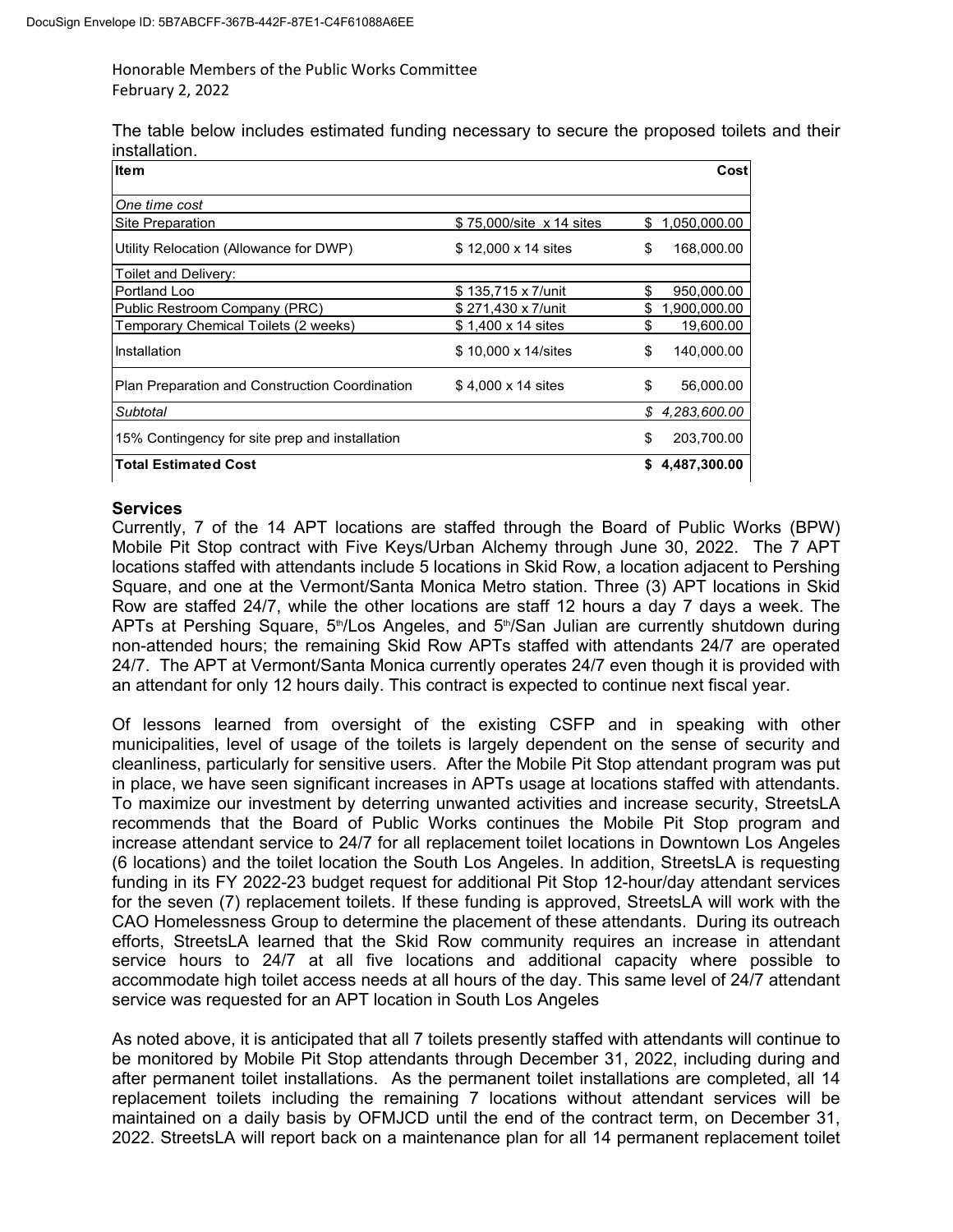Honorable Members of the Public Works Committee
February 2, 2022

The table below includes estimated funding necessary to secure the proposed toilets and their installation.

| Item | | Cost |
|---|---|---|
| *One time cost* | | |
| Site Preparation | $ 75,000/site x 14 sites | $ 1,050,000.00 |
| Utility Relocation (Allowance for DWP) | $ 12,000 x 14 sites | $ 168,000.00 |
| Toilet and Delivery: | | |
| Portland Loo | $ 135,715 x 7/unit | $ 950,000.00 |
| Public Restroom Company (PRC) | $ 271,430 x 7/unit | $ 1,900,000.00 |
| Temporary Chemical Toilets (2 weeks) | $ 1,400 x 14 sites | $ 19,600.00 |
| Installation | $ 10,000 x 14/sites | $ 140,000.00 |
| Plan Preparation and Construction Coordination | $ 4,000 x 14 sites | $ 56,000.00 |
| *Subtotal* | | *$ 4,283,600.00* |
| 15% Contingency for site prep and installation | | $ 203,700.00 |
| **Total Estimated Cost** | | **$ 4,487,300.00** |

**Services**

Currently, 7 of the 14 APT locations are staffed through the Board of Public Works (BPW) Mobile Pit Stop contract with Five Keys/Urban Alchemy through June 30, 2022. The 7 APT locations staffed with attendants include 5 locations in Skid Row, a location adjacent to Pershing Square, and one at the Vermont/Santa Monica Metro station. Three (3) APT locations in Skid Row are staffed 24/7, while the other locations are staff 12 hours a day 7 days a week. The APTs at Pershing Square, 5th/Los Angeles, and 5th/San Julian are currently shutdown during non-attended hours; the remaining Skid Row APTs staffed with attendants 24/7 are operated 24/7. The APT at Vermont/Santa Monica currently operates 24/7 even though it is provided with an attendant for only 12 hours daily. This contract is expected to continue next fiscal year.

Of lessons learned from oversight of the existing CSFP and in speaking with other municipalities, level of usage of the toilets is largely dependent on the sense of security and cleanliness, particularly for sensitive users. After the Mobile Pit Stop attendant program was put in place, we have seen significant increases in APTs usage at locations staffed with attendants. To maximize our investment by deterring unwanted activities and increase security, StreetsLA recommends that the Board of Public Works continues the Mobile Pit Stop program and increase attendant service to 24/7 for all replacement toilet locations in Downtown Los Angeles (6 locations) and the toilet location the South Los Angeles. In addition, StreetsLA is requesting funding in its FY 2022-23 budget request for additional Pit Stop 12-hour/day attendant services for the seven (7) replacement toilets. If these funding is approved, StreetsLA will work with the CAO Homelessness Group to determine the placement of these attendants. During its outreach efforts, StreetsLA learned that the Skid Row community requires an increase in attendant service hours to 24/7 at all five locations and additional capacity where possible to accommodate high toilet access needs at all hours of the day. This same level of 24/7 attendant service was requested for an APT location in South Los Angeles

As noted above, it is anticipated that all 7 toilets presently staffed with attendants will continue to be monitored by Mobile Pit Stop attendants through December 31, 2022, including during and after permanent toilet installations. As the permanent toilet installations are completed, all 14 replacement toilets including the remaining 7 locations without attendant services will be maintained on a daily basis by OFMJCD until the end of the contract term, on December 31, 2022. StreetsLA will report back on a maintenance plan for all 14 permanent replacement toilet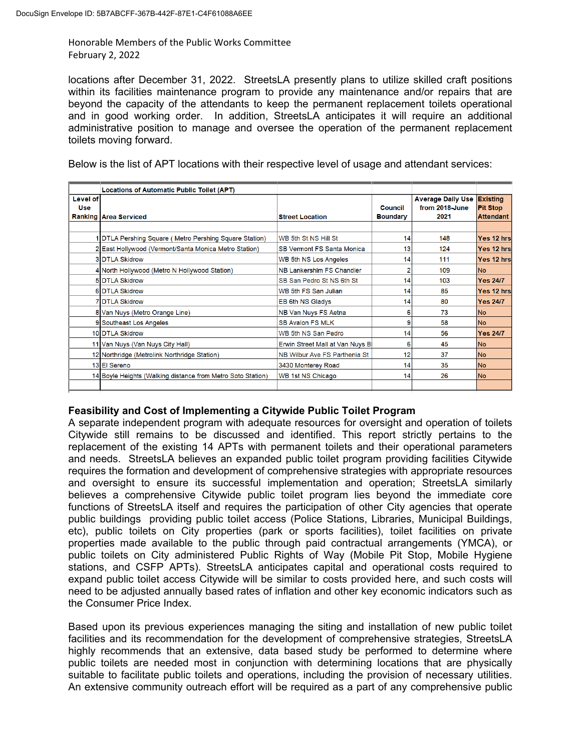Honorable Members of the Public Works Committee
February 2, 2022

locations after December 31, 2022. StreetsLA presently plans to utilize skilled craft positions within its facilities maintenance program to provide any maintenance and/or repairs that are beyond the capacity of the attendants to keep the permanent replacement toilets operational and in good working order. In addition, StreetsLA anticipates it will require an additional administrative position to manage and oversee the operation of the permanent replacement toilets moving forward.

Below is the list of APT locations with their respective level of usage and attendant services:

| | Locations of Automatic Public Toilet (APT) | | | | |
|---|---|---|---|---|---|
| Level of Use Ranking | Area Serviced | Street Location | Council Boundary | Average Daily Use from 2018-June 2021 | Existing Pit Stop Attendant |
| 1 | DTLA Pershing Square ( Metro Pershing Square Station) | WB 5th St NS Hill St | 14 | 148 | Yes 12 hrs |
| 2 | East Hollywood (Vermont/Santa Monica Metro Station) | SB Vermont FS Santa Monica | 13 | 124 | Yes 12 hrs |
| 3 | DTLA Skidrow | WB 5th NS Los Angeles | 14 | 111 | Yes 12 hrs |
| 4 | North Hollywood (Metro N Hollywood Station) | NB Lankershim FS Chandler | 2 | 109 | No |
| 5 | DTLA Skidrow | SB San Pedro St NS 6th St | 14 | 103 | Yes 24/7 |
| 6 | DTLA Skidrow | WB 5th FS San Julian | 14 | 85 | Yes 12 hrs |
| 7 | DTLA Skidrow | EB 6th NS Gladys | 14 | 80 | Yes 24/7 |
| 8 | Van Nuys (Metro Orange Line) | NB Van Nuys FS Aetna | 6 | 73 | No |
| 9 | Southeast Los Angeles | SB Avalon FS MLK | 9 | 58 | No |
| 10 | DTLA Skidrow | WB 5th NS San Pedro | 14 | 56 | Yes 24/7 |
| 11 | Van Nuys (Van Nuys City Hall) | Erwin Street Mall at Van Nuys B | 6 | 45 | No |
| 12 | Northridge (Metrolink Northridge Station) | NB Wilbur Ave FS Parthenia St | 12 | 37 | No |
| 13 | El Sereno | 3430 Monterey Road | 14 | 35 | No |
| 14 | Boyle Heights (Walking distance from Metro Soto Station) | WB 1st NS Chicago | 14 | 26 | No |

**Feasibility and Cost of Implementing a Citywide Public Toilet Program**
A separate independent program with adequate resources for oversight and operation of toilets Citywide still remains to be discussed and identified. This report strictly pertains to the replacement of the existing 14 APTs with permanent toilets and their operational parameters and needs. StreetsLA believes an expanded public toilet program providing facilities Citywide requires the formation and development of comprehensive strategies with appropriate resources and oversight to ensure its successful implementation and operation; StreetsLA similarly believes a comprehensive Citywide public toilet program lies beyond the immediate core functions of StreetsLA itself and requires the participation of other City agencies that operate public buildings providing public toilet access (Police Stations, Libraries, Municipal Buildings, etc), public toilets on City properties (park or sports facilities), toilet facilities on private properties made available to the public through paid contractual arrangements (YMCA), or public toilets on City administered Public Rights of Way (Mobile Pit Stop, Mobile Hygiene stations, and CSFP APTs). StreetsLA anticipates capital and operational costs required to expand public toilet access Citywide will be similar to costs provided here, and such costs will need to be adjusted annually based rates of inflation and other key economic indicators such as the Consumer Price Index.

Based upon its previous experiences managing the siting and installation of new public toilet facilities and its recommendation for the development of comprehensive strategies, StreetsLA highly recommends that an extensive, data based study be performed to determine where public toilets are needed most in conjunction with determining locations that are physically suitable to facilitate public toilets and operations, including the provision of necessary utilities. An extensive community outreach effort will be required as a part of any comprehensive public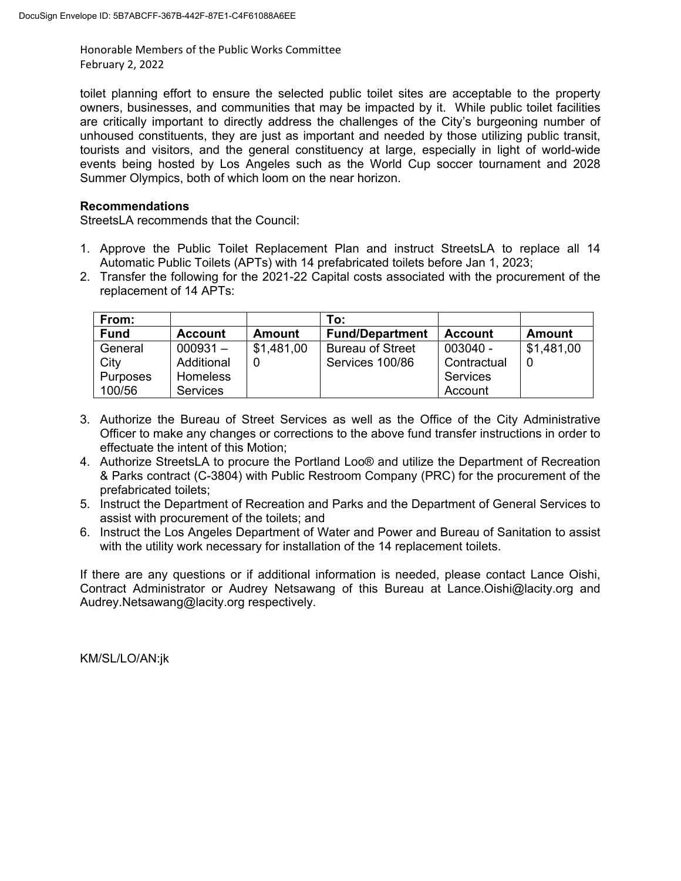toilet planning effort to ensure the selected public toilet sites are acceptable to the property owners, businesses, and communities that may be impacted by it. While public toilet facilities are critically important to directly address the challenges of the City's burgeoning number of unhoused constituents, they are just as important and needed by those utilizing public transit, tourists and visitors, and the general constituency at large, especially in light of world-wide events being hosted by Los Angeles such as the World Cup soccer tournament and 2028 Summer Olympics, both of which loom on the near horizon.

**Recommendations**

StreetsLA recommends that the Council:

1. Approve the Public Toilet Replacement Plan and instruct StreetsLA to replace all 14 Automatic Public Toilets (APTs) with 14 prefabricated toilets before Jan 1, 2023;
2. Transfer the following for the 2021-22 Capital costs associated with the procurement of the replacement of 14 APTs:

| **From:** | | | **To:** | | |
|---|---|---|---|---|---|
| **Fund** | **Account** | **Amount** | **Fund/Department** | **Account** | **Amount** |
| General City Purposes 100/56 | 000931 – Additional Homeless Services | $1,481,000 | Bureau of Street Services 100/86 | 003040 - Contractual Services Account | $1,481,000 |

3. Authorize the Bureau of Street Services as well as the Office of the City Administrative Officer to make any changes or corrections to the above fund transfer instructions in order to effectuate the intent of this Motion;
4. Authorize StreetsLA to procure the Portland Loo® and utilize the Department of Recreation & Parks contract (C-3804) with Public Restroom Company (PRC) for the procurement of the prefabricated toilets;
5. Instruct the Department of Recreation and Parks and the Department of General Services to assist with procurement of the toilets; and
6. Instruct the Los Angeles Department of Water and Power and Bureau of Sanitation to assist with the utility work necessary for installation of the 14 replacement toilets.

If there are any questions or if additional information is needed, please contact Lance Oishi, Contract Administrator or Audrey Netsawang of this Bureau at Lance.Oishi@lacity.org and Audrey.Netsawang@lacity.org respectively.

KM/SL/LO/AN:jk